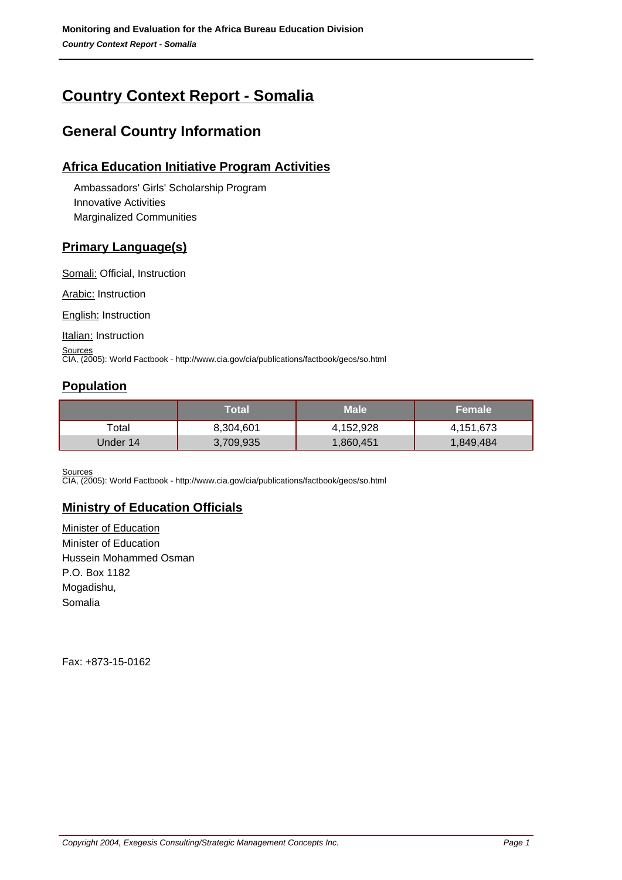# Country Context Report - Somalia

## General Country Information

### Africa Education Initiative Program Activities

- Ambassadors' Girls' Scholarship Program
- Innovative Activities
- Marginalized Communities

### Primary Language(s)

Somali: Official, Instruction

Arabic: Instruction

English: Instruction

Italian: Instruction

Sources
CIA, (2005): World Factbook - http://www.cia.gov/cia/publications/factbook/geos/so.html

### Population

| | Total | Male | Female |
|---|---|---|---|
| Total | 8,304,601 | 4,152,928 | 4,151,673 |
| Under 14 | 3,709,935 | 1,860,451 | 1,849,484 |

Sources
CIA, (2005): World Factbook - http://www.cia.gov/cia/publications/factbook/geos/so.html

### Ministry of Education Officials

Minister of Education
Minister of Education
Hussein Mohammed Osman
P.O. Box 1182
Mogadishu,
Somalia

Fax: +873-15-0162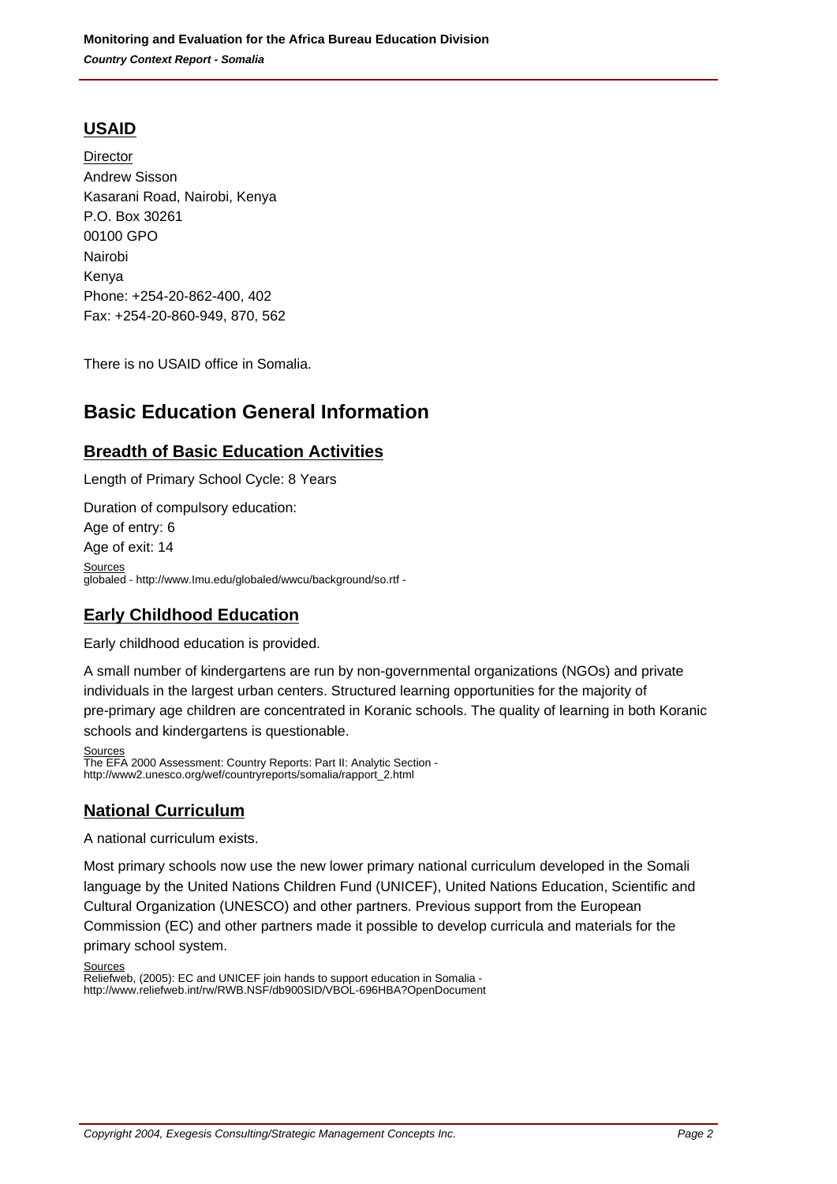## USAID

Director
Andrew Sisson
Kasarani Road, Nairobi, Kenya
P.O. Box 30261
00100 GPO
Nairobi
Kenya
Phone: +254-20-862-400, 402
Fax: +254-20-860-949, 870, 562

There is no USAID office in Somalia.

# Basic Education General Information

## Breadth of Basic Education Activities

Length of Primary School Cycle: 8 Years

Duration of compulsory education:
Age of entry: 6
Age of exit: 14

Sources
globaled - http://www.lmu.edu/globaled/wwcu/background/so.rtf -

## Early Childhood Education

Early childhood education is provided.

A small number of kindergartens are run by non-governmental organizations (NGOs) and private individuals in the largest urban centers. Structured learning opportunities for the majority of pre-primary age children are concentrated in Koranic schools. The quality of learning in both Koranic schools and kindergartens is questionable.

Sources
The EFA 2000 Assessment: Country Reports: Part II: Analytic Section - http://www2.unesco.org/wef/countryreports/somalia/rapport_2.html

## National Curriculum

A national curriculum exists.

Most primary schools now use the new lower primary national curriculum developed in the Somali language by the United Nations Children Fund (UNICEF), United Nations Education, Scientific and Cultural Organization (UNESCO) and other partners. Previous support from the European Commission (EC) and other partners made it possible to develop curricula and materials for the primary school system.

Sources
Reliefweb, (2005): EC and UNICEF join hands to support education in Somalia - http://www.reliefweb.int/rw/RWB.NSF/db900SID/VBOL-696HBA?OpenDocument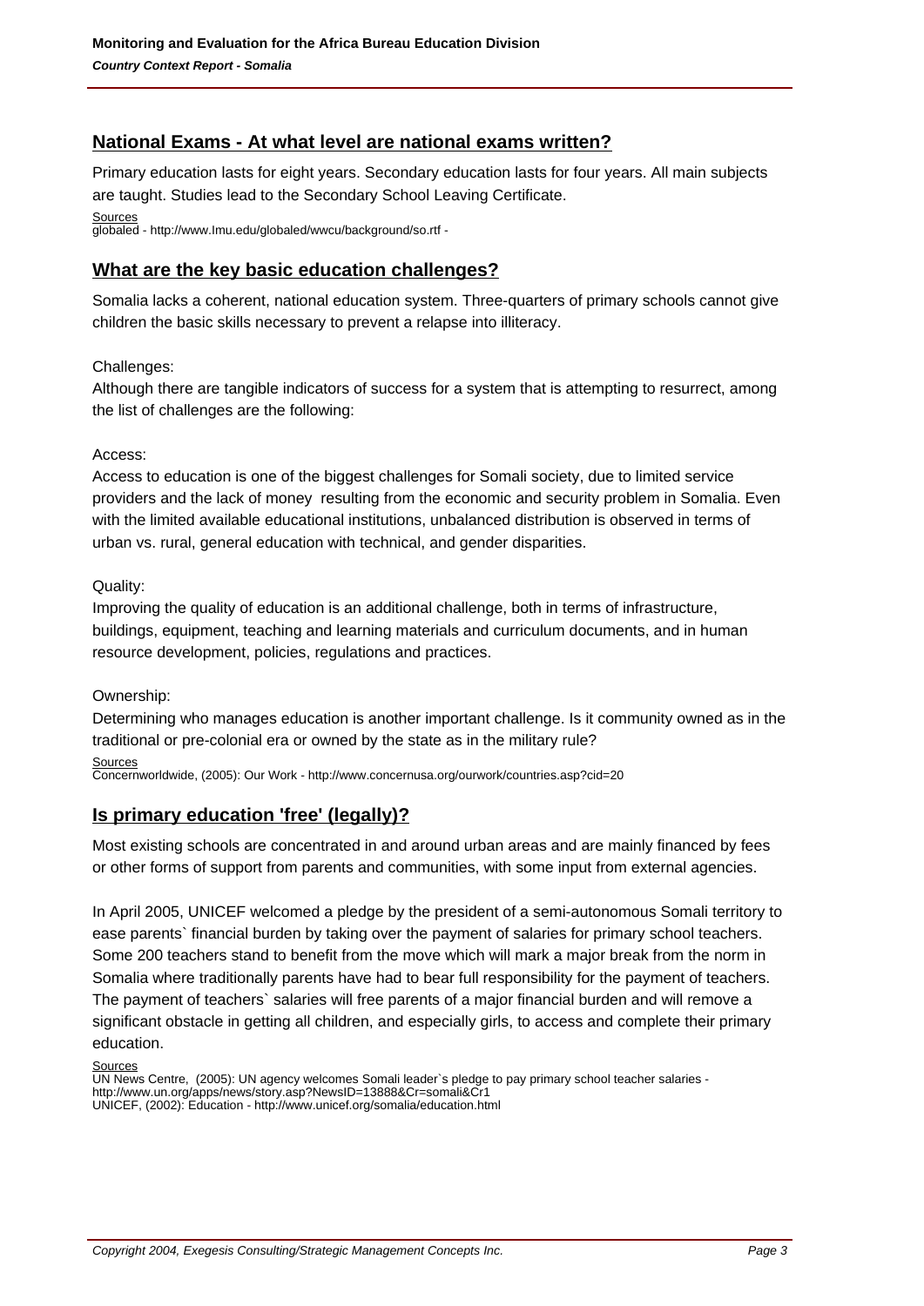## National Exams - At what level are national exams written?

Primary education lasts for eight years. Secondary education lasts for four years. All main subjects are taught. Studies lead to the Secondary School Leaving Certificate.

Sources
globaled - http://www.lmu.edu/globaled/wwcu/background/so.rtf -

## What are the key basic education challenges?

Somalia lacks a coherent, national education system. Three-quarters of primary schools cannot give children the basic skills necessary to prevent a relapse into illiteracy.

Challenges:
Although there are tangible indicators of success for a system that is attempting to resurrect, among the list of challenges are the following:

Access:
Access to education is one of the biggest challenges for Somali society, due to limited service providers and the lack of money resulting from the economic and security problem in Somalia. Even with the limited available educational institutions, unbalanced distribution is observed in terms of urban vs. rural, general education with technical, and gender disparities.

Quality:
Improving the quality of education is an additional challenge, both in terms of infrastructure, buildings, equipment, teaching and learning materials and curriculum documents, and in human resource development, policies, regulations and practices.

Ownership:
Determining who manages education is another important challenge. Is it community owned as in the traditional or pre-colonial era or owned by the state as in the military rule?

Sources
Concernworldwide, (2005): Our Work - http://www.concernusa.org/ourwork/countries.asp?cid=20

## Is primary education 'free' (legally)?

Most existing schools are concentrated in and around urban areas and are mainly financed by fees or other forms of support from parents and communities, with some input from external agencies.

In April 2005, UNICEF welcomed a pledge by the president of a semi-autonomous Somali territory to ease parents` financial burden by taking over the payment of salaries for primary school teachers. Some 200 teachers stand to benefit from the move which will mark a major break from the norm in Somalia where traditionally parents have had to bear full responsibility for the payment of teachers. The payment of teachers` salaries will free parents of a major financial burden and will remove a significant obstacle in getting all children, and especially girls, to access and complete their primary education.

Sources
UN News Centre, (2005): UN agency welcomes Somali leader`s pledge to pay primary school teacher salaries - http://www.un.org/apps/news/story.asp?NewsID=13888&Cr=somali&Cr1
UNICEF, (2002): Education - http://www.unicef.org/somalia/education.html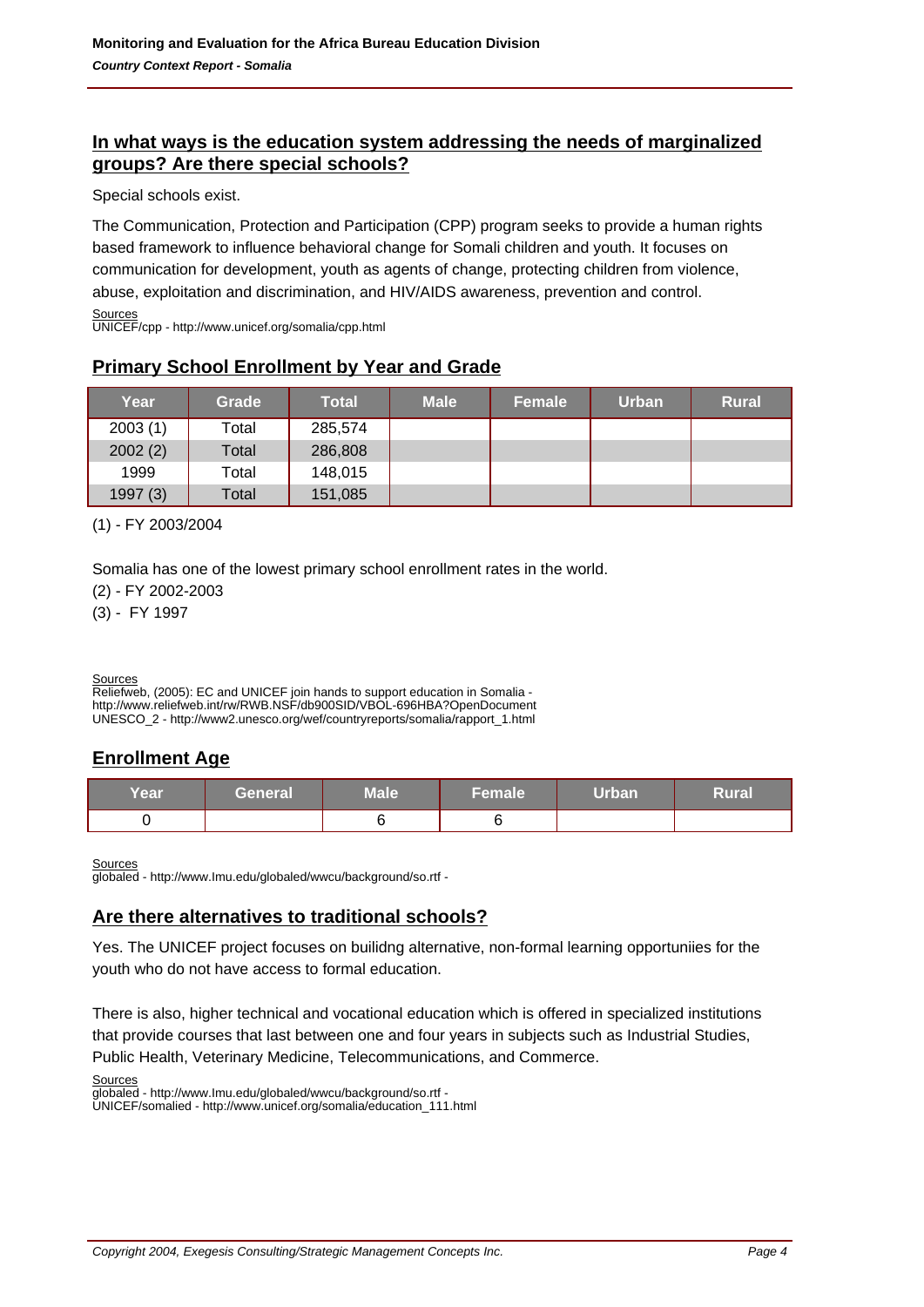## In what ways is the education system addressing the needs of marginalized groups? Are there special schools?

Special schools exist.

The Communication, Protection and Participation (CPP) program seeks to provide a human rights based framework to influence behavioral change for Somali children and youth. It focuses on communication for development, youth as agents of change, protecting children from violence, abuse, exploitation and discrimination, and HIV/AIDS awareness, prevention and control.

Sources
UNICEF/cpp - http://www.unicef.org/somalia/cpp.html

## Primary School Enrollment by Year and Grade

| Year | Grade | Total | Male | Female | Urban | Rural |
| --- | --- | --- | --- | --- | --- | --- |
| 2003 (1) | Total | 285,574 | | | | |
| 2002 (2) | Total | 286,808 | | | | |
| 1999 | Total | 148,015 | | | | |
| 1997 (3) | Total | 151,085 | | | | |

(1) - FY 2003/2004

Somalia has one of the lowest primary school enrollment rates in the world.

(2) - FY 2002-2003

(3) - FY 1997

Sources
Reliefweb, (2005): EC and UNICEF join hands to support education in Somalia - http://www.reliefweb.int/rw/RWB.NSF/db900SID/VBOL-696HBA?OpenDocument
UNESCO_2 - http://www2.unesco.org/wef/countryreports/somalia/rapport_1.html

## Enrollment Age

| Year | General | Male | Female | Urban | Rural |
| --- | --- | --- | --- | --- | --- |
| 0 | | 6 | 6 | | |

Sources
globaled - http://www.lmu.edu/globaled/wwcu/background/so.rtf -

## Are there alternatives to traditional schools?

Yes. The UNICEF project focuses on builidng alternative, non-formal learning opportuniies for the youth who do not have access to formal education.

There is also, higher technical and vocational education which is offered in specialized institutions that provide courses that last between one and four years in subjects such as Industrial Studies, Public Health, Veterinary Medicine, Telecommunications, and Commerce.

Sources
globaled - http://www.lmu.edu/globaled/wwcu/background/so.rtf -
UNICEF/somalied - http://www.unicef.org/somalia/education_111.html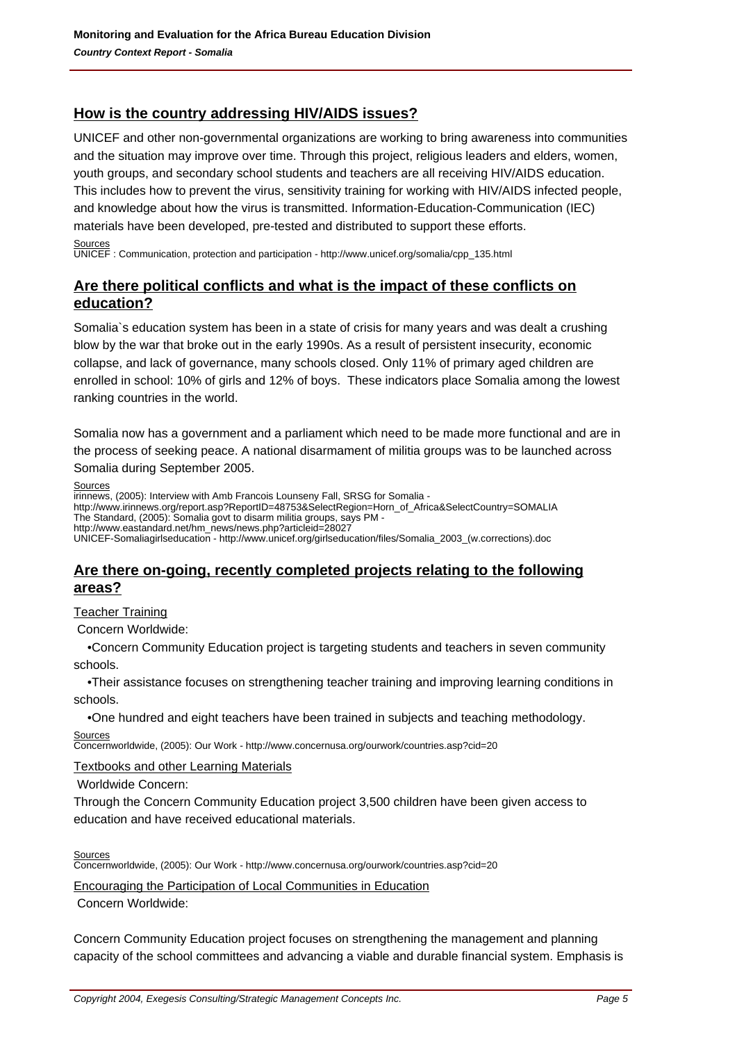## How is the country addressing HIV/AIDS issues?

UNICEF and other non-governmental organizations are working to bring awareness into communities and the situation may improve over time. Through this project, religious leaders and elders, women, youth groups, and secondary school students and teachers are all receiving HIV/AIDS education. This includes how to prevent the virus, sensitivity training for working with HIV/AIDS infected people, and knowledge about how the virus is transmitted. Information-Education-Communication (IEC) materials have been developed, pre-tested and distributed to support these efforts.

Sources
UNICEF : Communication, protection and participation - http://www.unicef.org/somalia/cpp_135.html

## Are there political conflicts and what is the impact of these conflicts on education?

Somalia`s education system has been in a state of crisis for many years and was dealt a crushing blow by the war that broke out in the early 1990s. As a result of persistent insecurity, economic collapse, and lack of governance, many schools closed. Only 11% of primary aged children are enrolled in school: 10% of girls and 12% of boys. These indicators place Somalia among the lowest ranking countries in the world.

Somalia now has a government and a parliament which need to be made more functional and are in the process of seeking peace. A national disarmament of militia groups was to be launched across Somalia during September 2005.

Sources
irinnews, (2005): Interview with Amb Francois Lounseny Fall, SRSG for Somalia - http://www.irinnews.org/report.asp?ReportID=48753&SelectRegion=Horn_of_Africa&SelectCountry=SOMALIA
The Standard, (2005): Somalia govt to disarm militia groups, says PM - http://www.eastandard.net/hm_news/news.php?articleid=28027
UNICEF-Somaliagirlseducation - http://www.unicef.org/girlseducation/files/Somalia_2003_(w.corrections).doc

## Are there on-going, recently completed projects relating to the following areas?

Teacher Training

Concern Worldwide:

- Concern Community Education project is targeting students and teachers in seven community schools.
- Their assistance focuses on strengthening teacher training and improving learning conditions in schools.
- One hundred and eight teachers have been trained in subjects and teaching methodology.

Sources
Concernworldwide, (2005): Our Work - http://www.concernusa.org/ourwork/countries.asp?cid=20

Textbooks and other Learning Materials

Worldwide Concern:

Through the Concern Community Education project 3,500 children have been given access to education and have received educational materials.

Sources
Concernworldwide, (2005): Our Work - http://www.concernusa.org/ourwork/countries.asp?cid=20

Encouraging the Participation of Local Communities in Education

Concern Worldwide:

Concern Community Education project focuses on strengthening the management and planning capacity of the school committees and advancing a viable and durable financial system. Emphasis is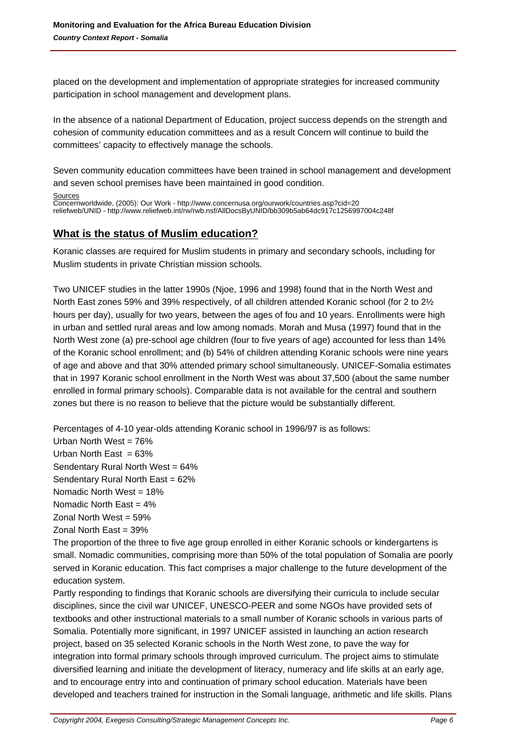placed on the development and implementation of appropriate strategies for increased community participation in school management and development plans.

In the absence of a national Department of Education, project success depends on the strength and cohesion of community education committees and as a result Concern will continue to build the committees' capacity to effectively manage the schools.

Seven community education committees have been trained in school management and development and seven school premises have been maintained in good condition.

Sources
Concernworldwide, (2005): Our Work - http://www.concernusa.org/ourwork/countries.asp?cid=20
reliefweb/UNID - http://www.reliefweb.int/rw/rwb.nsf/AllDocsByUNID/bb309b5ab64dc917c1256997004c248f

## What is the status of Muslim education?

Koranic classes are required for Muslim students in primary and secondary schools, including for Muslim students in private Christian mission schools.

Two UNICEF studies in the latter 1990s (Njoe, 1996 and 1998) found that in the North West and North East zones 59% and 39% respectively, of all children attended Koranic school (for 2 to 2½ hours per day), usually for two years, between the ages of fou and 10 years. Enrollments were high in urban and settled rural areas and low among nomads. Morah and Musa (1997) found that in the North West zone (a) pre-school age children (four to five years of age) accounted for less than 14% of the Koranic school enrollment; and (b) 54% of children attending Koranic schools were nine years of age and above and that 30% attended primary school simultaneously. UNICEF-Somalia estimates that in 1997 Koranic school enrollment in the North West was about 37,500 (about the same number enrolled in formal primary schools). Comparable data is not available for the central and southern zones but there is no reason to believe that the picture would be substantially different.

Percentages of 4-10 year-olds attending Koranic school in 1996/97 is as follows:
Urban North West = 76%
Urban North East = 63%
Sendentary Rural North West = 64%
Sendentary Rural North East = 62%
Nomadic North West = 18%
Nomadic North East = 4%
Zonal North West = 59%
Zonal North East = 39%

The proportion of the three to five age group enrolled in either Koranic schools or kindergartens is small. Nomadic communities, comprising more than 50% of the total population of Somalia are poorly served in Koranic education. This fact comprises a major challenge to the future development of the education system.

Partly responding to findings that Koranic schools are diversifying their curricula to include secular disciplines, since the civil war UNICEF, UNESCO-PEER and some NGOs have provided sets of textbooks and other instructional materials to a small number of Koranic schools in various parts of Somalia. Potentially more significant, in 1997 UNICEF assisted in launching an action research project, based on 35 selected Koranic schools in the North West zone, to pave the way for integration into formal primary schools through improved curriculum. The project aims to stimulate diversified learning and initiate the development of literacy, numeracy and life skills at an early age, and to encourage entry into and continuation of primary school education. Materials have been developed and teachers trained for instruction in the Somali language, arithmetic and life skills. Plans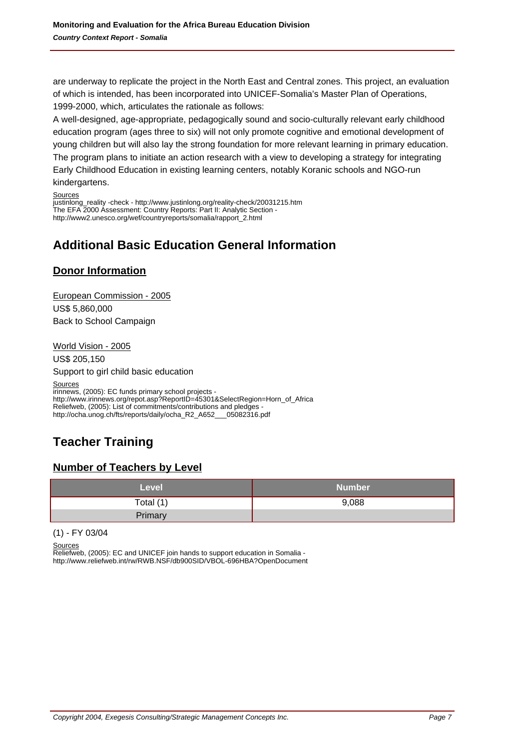are underway to replicate the project in the North East and Central zones. This project, an evaluation of which is intended, has been incorporated into UNICEF-Somalia's Master Plan of Operations, 1999-2000, which, articulates the rationale as follows:

A well-designed, age-appropriate, pedagogically sound and socio-culturally relevant early childhood education program (ages three to six) will not only promote cognitive and emotional development of young children but will also lay the strong foundation for more relevant learning in primary education. The program plans to initiate an action research with a view to developing a strategy for integrating Early Childhood Education in existing learning centers, notably Koranic schools and NGO-run kindergartens.

Sources
justinlong_reality -check - http://www.justinlong.org/reality-check/20031215.htm
The EFA 2000 Assessment: Country Reports: Part II: Analytic Section - http://www2.unesco.org/wef/countryreports/somalia/rapport_2.html

# Additional Basic Education General Information

## Donor Information

European Commission - 2005
US$ 5,860,000
Back to School Campaign

World Vision - 2005
US$ 205,150
Support to girl child basic education

Sources
irinnews, (2005): EC funds primary school projects - http://www.irinnews.org/repot.asp?ReportID=45301&SelectRegion=Horn_of_Africa
Reliefweb, (2005): List of commitments/contributions and pledges - http://ocha.unog.ch/fts/reports/daily/ocha_R2_A652___05082316.pdf

# Teacher Training

## Number of Teachers by Level

| Level | Number |
|---|---|
| Total (1) | 9,088 |
| Primary | |

(1) - FY 03/04

Sources
Reliefweb, (2005): EC and UNICEF join hands to support education in Somalia - http://www.reliefweb.int/rw/RWB.NSF/db900SID/VBOL-696HBA?OpenDocument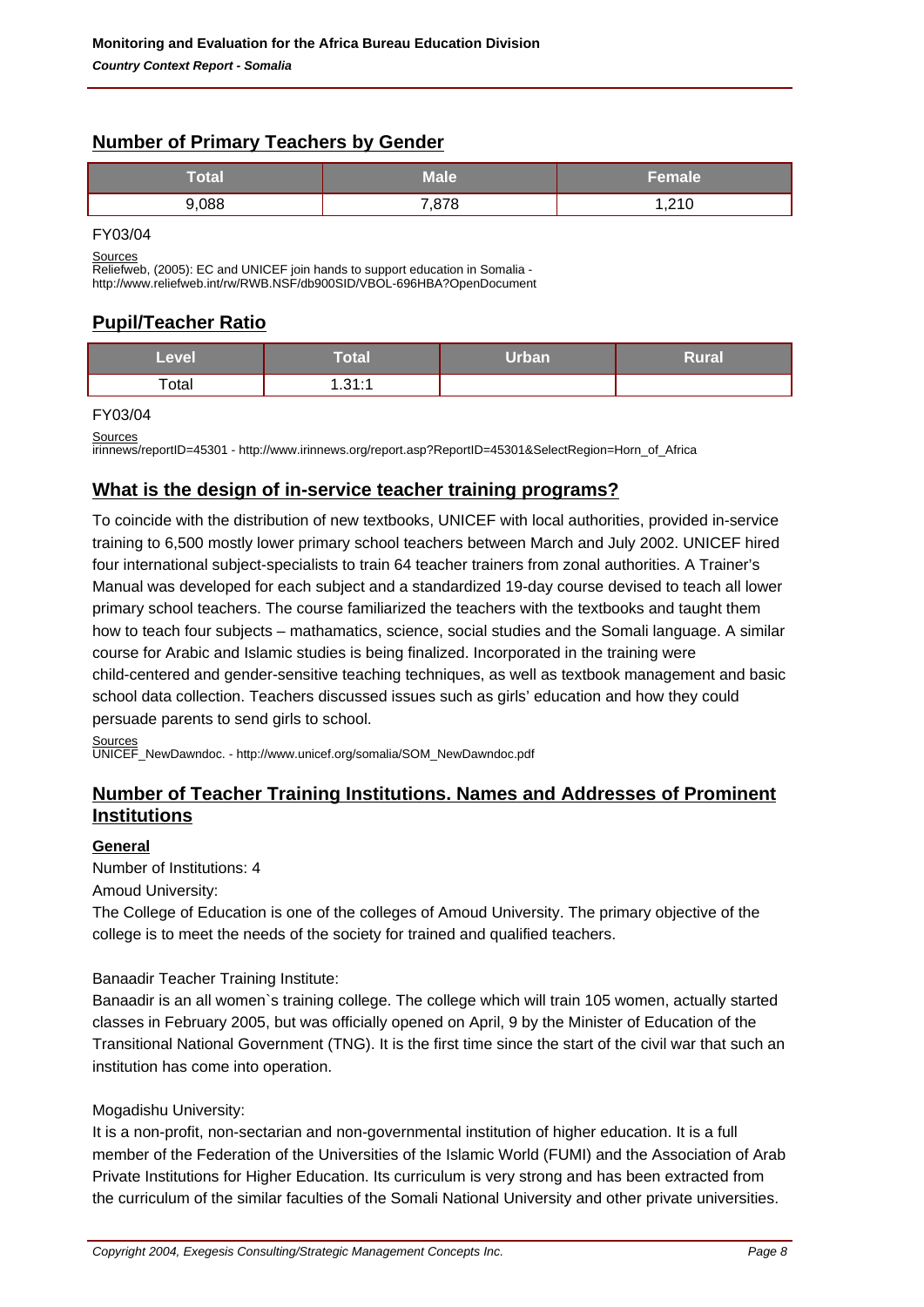## Number of Primary Teachers by Gender

| Total | Male | Female |
|---|---|---|
| 9,088 | 7,878 | 1,210 |

FY03/04

Sources
Reliefweb, (2005): EC and UNICEF join hands to support education in Somalia - http://www.reliefweb.int/rw/RWB.NSF/db900SID/VBOL-696HBA?OpenDocument

## Pupil/Teacher Ratio

| Level | Total | Urban | Rural |
|---|---|---|---|
| Total | 1.31:1 | | |

FY03/04

Sources
irinnews/reportID=45301 - http://www.irinnews.org/report.asp?ReportID=45301&SelectRegion=Horn_of_Africa

## What is the design of in-service teacher training programs?

To coincide with the distribution of new textbooks, UNICEF with local authorities, provided in-service training to 6,500 mostly lower primary school teachers between March and July 2002. UNICEF hired four international subject-specialists to train 64 teacher trainers from zonal authorities. A Trainer's Manual was developed for each subject and a standardized 19-day course devised to teach all lower primary school teachers. The course familiarized the teachers with the textbooks and taught them how to teach four subjects – mathamatics, science, social studies and the Somali language. A similar course for Arabic and Islamic studies is being finalized. Incorporated in the training were child-centered and gender-sensitive teaching techniques, as well as textbook management and basic school data collection. Teachers discussed issues such as girls' education and how they could persuade parents to send girls to school.

Sources
UNICEF_NewDawndoc. - http://www.unicef.org/somalia/SOM_NewDawndoc.pdf

## Number of Teacher Training Institutions. Names and Addresses of Prominent Institutions

### General

Number of Institutions: 4

Amoud University:

The College of Education is one of the colleges of Amoud University. The primary objective of the college is to meet the needs of the society for trained and qualified teachers.

Banaadir Teacher Training Institute:

Banaadir is an all women`s training college. The college which will train 105 women, actually started classes in February 2005, but was officially opened on April, 9 by the Minister of Education of the Transitional National Government (TNG). It is the first time since the start of the civil war that such an institution has come into operation.

Mogadishu University:

It is a non-profit, non-sectarian and non-governmental institution of higher education. It is a full member of the Federation of the Universities of the Islamic World (FUMI) and the Association of Arab Private Institutions for Higher Education. Its curriculum is very strong and has been extracted from the curriculum of the similar faculties of the Somali National University and other private universities.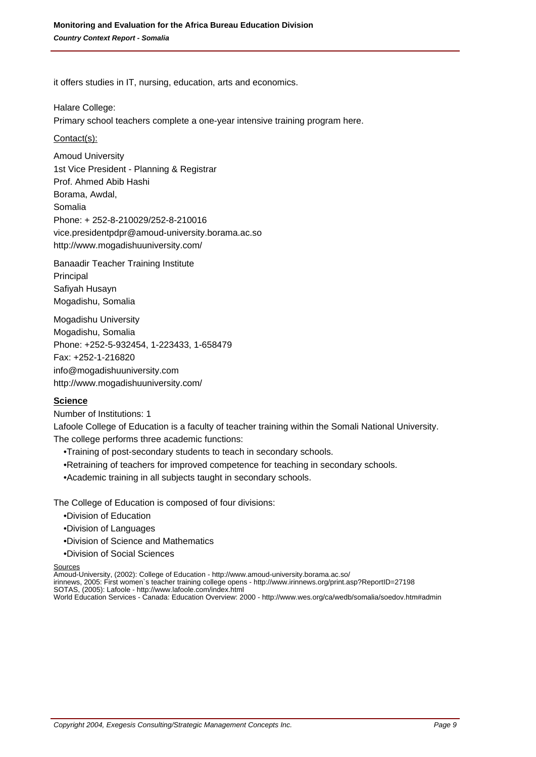it offers studies in IT, nursing, education, arts and economics.

Halare College:
Primary school teachers complete a one-year intensive training program here.

Contact(s):

Amoud University
1st Vice President - Planning & Registrar
Prof. Ahmed Abib Hashi
Borama, Awdal,
Somalia
Phone: + 252-8-210029/252-8-210016
vice.presidentpdpr@amoud-university.borama.ac.so
http://www.mogadishuuniversity.com/

Banaadir Teacher Training Institute
Principal
Safiyah Husayn
Mogadishu, Somalia

Mogadishu University
Mogadishu, Somalia
Phone: +252-5-932454, 1-223433, 1-658479
Fax: +252-1-216820
info@mogadishuuniversity.com
http://www.mogadishuuniversity.com/

**Science**

Number of Institutions: 1

Lafoole College of Education is a faculty of teacher training within the Somali National University. The college performs three academic functions:

- Training of post-secondary students to teach in secondary schools.
- Retraining of teachers for improved competence for teaching in secondary schools.
- Academic training in all subjects taught in secondary schools.

The College of Education is composed of four divisions:

- Division of Education
- Division of Languages
- Division of Science and Mathematics
- Division of Social Sciences

Sources

Amoud-University, (2002): College of Education - http://www.amoud-university.borama.ac.so/
irinnews, 2005: First women`s teacher training college opens - http://www.irinnews.org/print.asp?ReportID=27198
SOTAS, (2005): Lafoole - http://www.lafoole.com/index.html
World Education Services - Canada: Education Overview: 2000 - http://www.wes.org/ca/wedb/somalia/soedov.htm#admin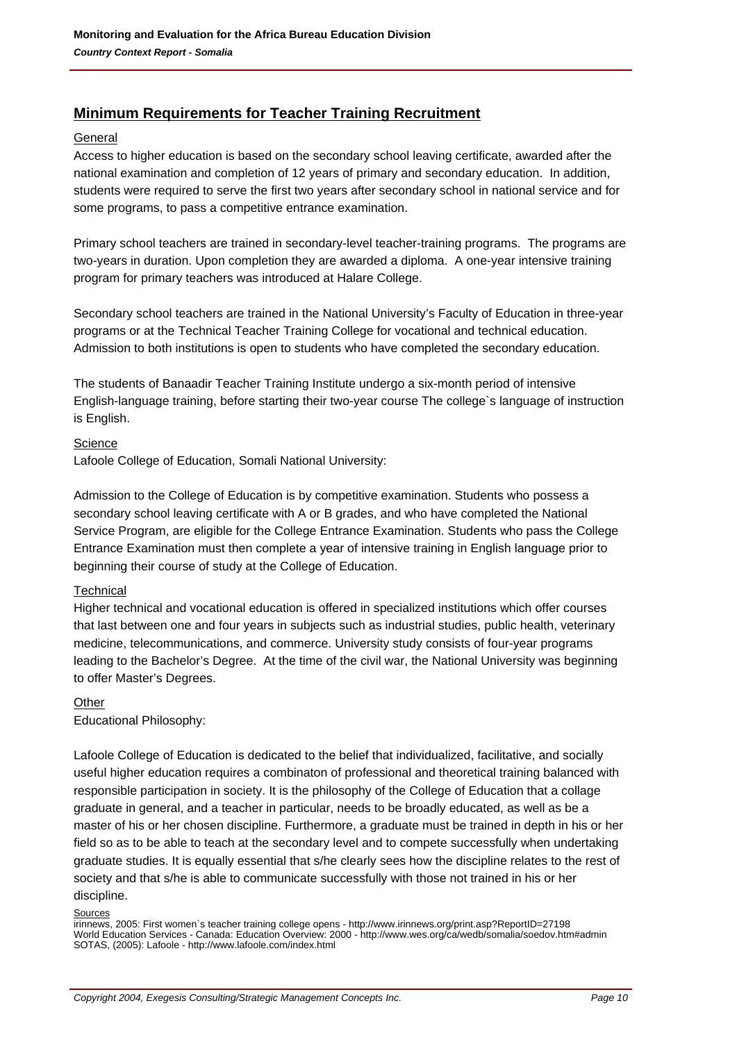## Minimum Requirements for Teacher Training Recruitment

General

Access to higher education is based on the secondary school leaving certificate, awarded after the national examination and completion of 12 years of primary and secondary education. In addition, students were required to serve the first two years after secondary school in national service and for some programs, to pass a competitive entrance examination.

Primary school teachers are trained in secondary-level teacher-training programs. The programs are two-years in duration. Upon completion they are awarded a diploma. A one-year intensive training program for primary teachers was introduced at Halare College.

Secondary school teachers are trained in the National University's Faculty of Education in three-year programs or at the Technical Teacher Training College for vocational and technical education. Admission to both institutions is open to students who have completed the secondary education.

The students of Banaadir Teacher Training Institute undergo a six-month period of intensive English-language training, before starting their two-year course The college`s language of instruction is English.

Science

Lafoole College of Education, Somali National University:

Admission to the College of Education is by competitive examination. Students who possess a secondary school leaving certificate with A or B grades, and who have completed the National Service Program, are eligible for the College Entrance Examination. Students who pass the College Entrance Examination must then complete a year of intensive training in English language prior to beginning their course of study at the College of Education.

Technical

Higher technical and vocational education is offered in specialized institutions which offer courses that last between one and four years in subjects such as industrial studies, public health, veterinary medicine, telecommunications, and commerce. University study consists of four-year programs leading to the Bachelor's Degree. At the time of the civil war, the National University was beginning to offer Master's Degrees.

Other

Educational Philosophy:

Lafoole College of Education is dedicated to the belief that individualized, facilitative, and socially useful higher education requires a combinaton of professional and theoretical training balanced with responsible participation in society. It is the philosophy of the College of Education that a collage graduate in general, and a teacher in particular, needs to be broadly educated, as well as be a master of his or her chosen discipline. Furthermore, a graduate must be trained in depth in his or her field so as to be able to teach at the secondary level and to compete successfully when undertaking graduate studies. It is equally essential that s/he clearly sees how the discipline relates to the rest of society and that s/he is able to communicate successfully with those not trained in his or her discipline.

Sources

irinnews, 2005: First women`s teacher training college opens - http://www.irinnews.org/print.asp?ReportID=27198
World Education Services - Canada: Education Overview: 2000 - http://www.wes.org/ca/wedb/somalia/soedov.htm#admin
SOTAS, (2005): Lafoole - http://www.lafoole.com/index.html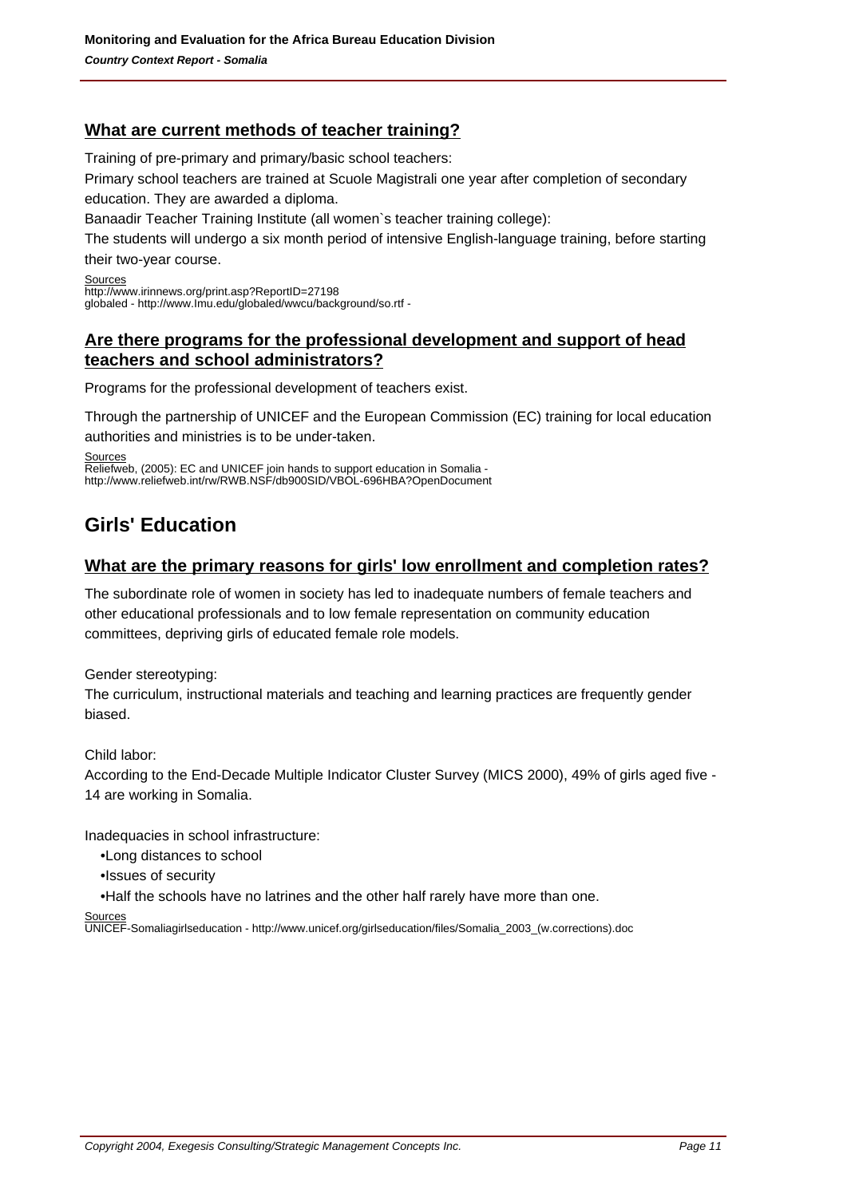### What are current methods of teacher training?

Training of pre-primary and primary/basic school teachers:

Primary school teachers are trained at Scuole Magistrali one year after completion of secondary education. They are awarded a diploma.

Banaadir Teacher Training Institute (all women`s teacher training college):

The students will undergo a six month period of intensive English-language training, before starting their two-year course.

Sources
http://www.irinnews.org/print.asp?ReportID=27198
globaled - http://www.lmu.edu/globaled/wwcu/background/so.rtf -

### Are there programs for the professional development and support of head teachers and school administrators?

Programs for the professional development of teachers exist.

Through the partnership of UNICEF and the European Commission (EC) training for local education authorities and ministries is to be under-taken.

Sources
Reliefweb, (2005): EC and UNICEF join hands to support education in Somalia - http://www.reliefweb.int/rw/RWB.NSF/db900SID/VBOL-696HBA?OpenDocument

## Girls' Education

### What are the primary reasons for girls' low enrollment and completion rates?

The subordinate role of women in society has led to inadequate numbers of female teachers and other educational professionals and to low female representation on community education committees, depriving girls of educated female role models.

Gender stereotyping:

The curriculum, instructional materials and teaching and learning practices are frequently gender biased.

Child labor:

According to the End-Decade Multiple Indicator Cluster Survey (MICS 2000), 49% of girls aged five - 14 are working in Somalia.

Inadequacies in school infrastructure:

- Long distances to school
- Issues of security
- Half the schools have no latrines and the other half rarely have more than one.

Sources
UNICEF-Somaliagirlseducation - http://www.unicef.org/girlseducation/files/Somalia_2003_(w.corrections).doc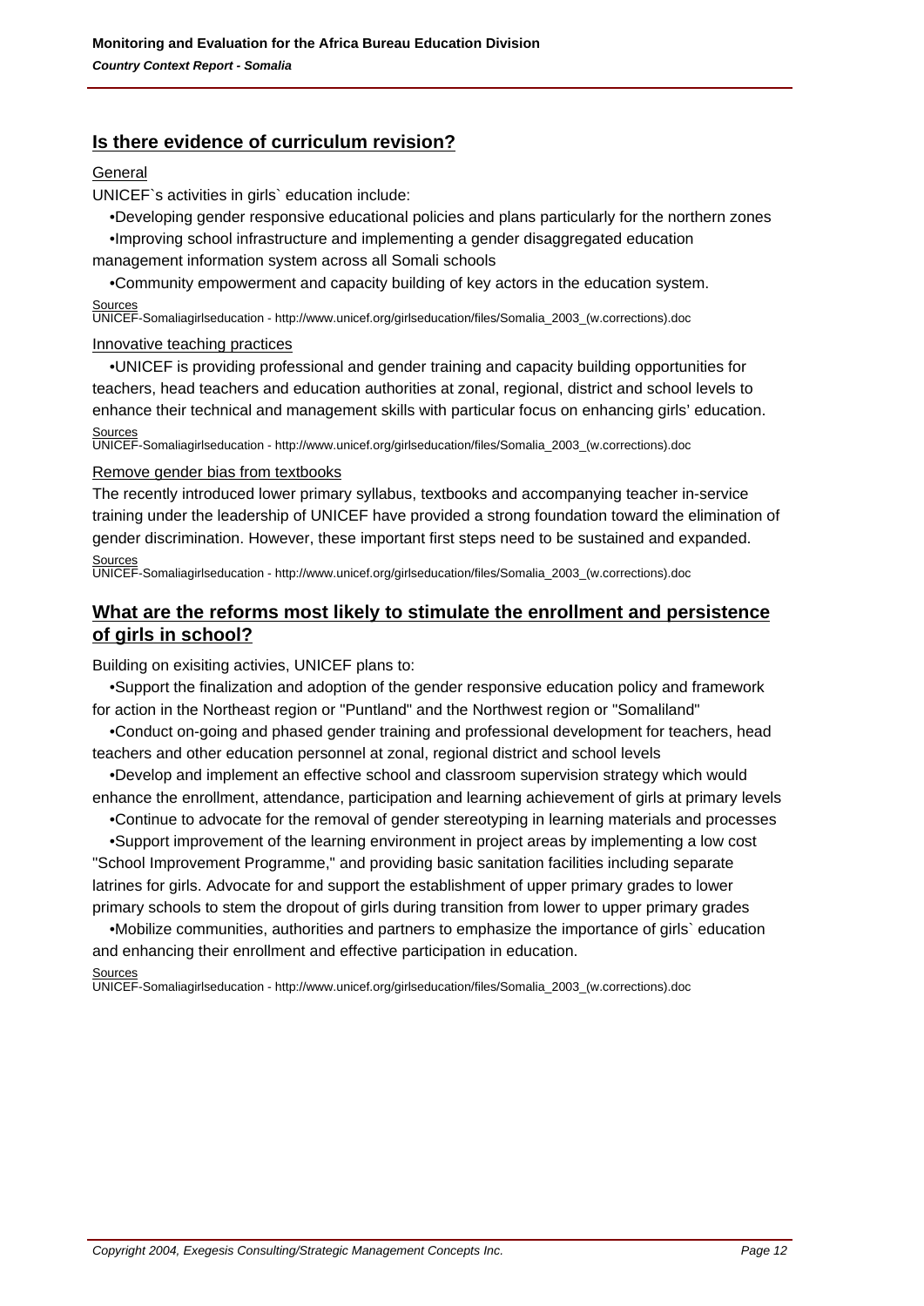## Is there evidence of curriculum revision?

General

UNICEF`s activities in girls` education include:

- Developing gender responsive educational policies and plans particularly for the northern zones
- Improving school infrastructure and implementing a gender disaggregated education management information system across all Somali schools
- Community empowerment and capacity building of key actors in the education system.

Sources
UNICEF-Somaliagirlseducation - http://www.unicef.org/girlseducation/files/Somalia_2003_(w.corrections).doc

Innovative teaching practices

- UNICEF is providing professional and gender training and capacity building opportunities for teachers, head teachers and education authorities at zonal, regional, district and school levels to enhance their technical and management skills with particular focus on enhancing girls' education.

Sources
UNICEF-Somaliagirlseducation - http://www.unicef.org/girlseducation/files/Somalia_2003_(w.corrections).doc

Remove gender bias from textbooks

The recently introduced lower primary syllabus, textbooks and accompanying teacher in-service training under the leadership of UNICEF have provided a strong foundation toward the elimination of gender discrimination. However, these important first steps need to be sustained and expanded.

Sources
UNICEF-Somaliagirlseducation - http://www.unicef.org/girlseducation/files/Somalia_2003_(w.corrections).doc

## What are the reforms most likely to stimulate the enrollment and persistence of girls in school?

Building on exisiting activies, UNICEF plans to:

- Support the finalization and adoption of the gender responsive education policy and framework for action in the Northeast region or "Puntland" and the Northwest region or "Somaliland"
- Conduct on-going and phased gender training and professional development for teachers, head teachers and other education personnel at zonal, regional district and school levels
- Develop and implement an effective school and classroom supervision strategy which would enhance the enrollment, attendance, participation and learning achievement of girls at primary levels
- Continue to advocate for the removal of gender stereotyping in learning materials and processes
- Support improvement of the learning environment in project areas by implementing a low cost "School Improvement Programme," and providing basic sanitation facilities including separate latrines for girls. Advocate for and support the establishment of upper primary grades to lower primary schools to stem the dropout of girls during transition from lower to upper primary grades
- Mobilize communities, authorities and partners to emphasize the importance of girls` education and enhancing their enrollment and effective participation in education.

Sources
UNICEF-Somaliagirlseducation - http://www.unicef.org/girlseducation/files/Somalia_2003_(w.corrections).doc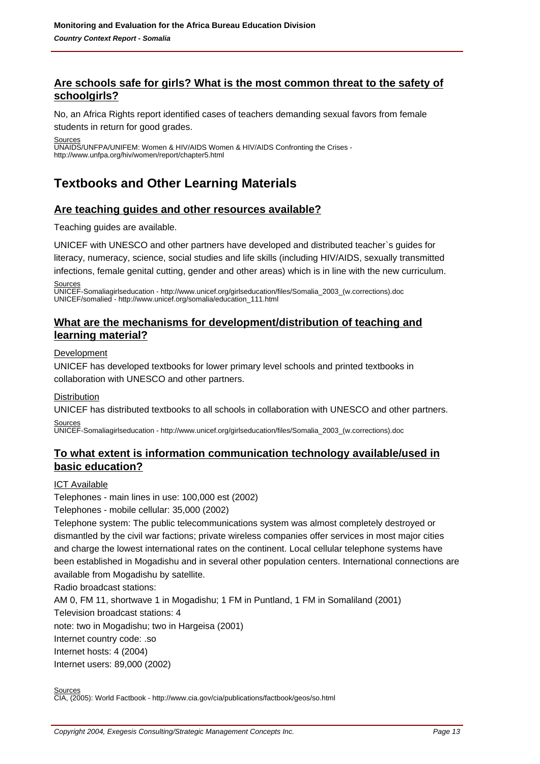### Are schools safe for girls? What is the most common threat to the safety of schoolgirls?

No, an Africa Rights report identified cases of teachers demanding sexual favors from female students in return for good grades.

Sources
UNAIDS/UNFPA/UNIFEM: Women & HIV/AIDS Women & HIV/AIDS Confronting the Crises - http://www.unfpa.org/hiv/women/report/chapter5.html

## Textbooks and Other Learning Materials

### Are teaching guides and other resources available?

Teaching guides are available.

UNICEF with UNESCO and other partners have developed and distributed teacher`s guides for literacy, numeracy, science, social studies and life skills (including HIV/AIDS, sexually transmitted infections, female genital cutting, gender and other areas) which is in line with the new curriculum.

Sources
UNICEF-Somaliagirlseducation - http://www.unicef.org/girlseducation/files/Somalia_2003_(w.corrections).doc
UNICEF/somalied - http://www.unicef.org/somalia/education_111.html

### What are the mechanisms for development/distribution of teaching and learning material?

Development

UNICEF has developed textbooks for lower primary level schools and printed textbooks in collaboration with UNESCO and other partners.

Distribution

UNICEF has distributed textbooks to all schools in collaboration with UNESCO and other partners.

Sources
UNICEF-Somaliagirlseducation - http://www.unicef.org/girlseducation/files/Somalia_2003_(w.corrections).doc

### To what extent is information communication technology available/used in basic education?

ICT Available

Telephones - main lines in use: 100,000 est (2002)
Telephones - mobile cellular: 35,000 (2002)
Telephone system: The public telecommunications system was almost completely destroyed or dismantled by the civil war factions; private wireless companies offer services in most major cities and charge the lowest international rates on the continent. Local cellular telephone systems have been established in Mogadishu and in several other population centers. International connections are available from Mogadishu by satellite.
Radio broadcast stations:
AM 0, FM 11, shortwave 1 in Mogadishu; 1 FM in Puntland, 1 FM in Somaliland (2001)
Television broadcast stations: 4
note: two in Mogadishu; two in Hargeisa (2001)
Internet country code: .so
Internet hosts: 4 (2004)
Internet users: 89,000 (2002)

Sources
CIA, (2005): World Factbook - http://www.cia.gov/cia/publications/factbook/geos/so.html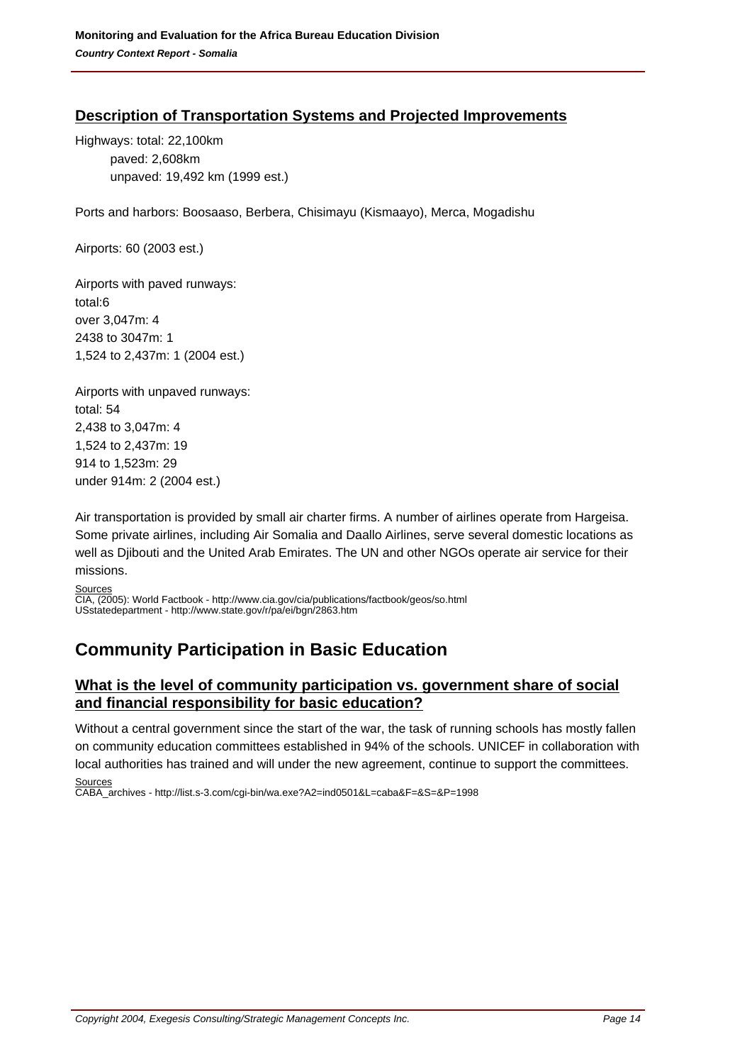## Description of Transportation Systems and Projected Improvements

Highways: total: 22,100km
 paved: 2,608km
 unpaved: 19,492 km (1999 est.)

Ports and harbors: Boosaaso, Berbera, Chisimayu (Kismaayo), Merca, Mogadishu

Airports: 60 (2003 est.)

Airports with paved runways:
total:6
over 3,047m: 4
2438 to 3047m: 1
1,524 to 2,437m: 1 (2004 est.)

Airports with unpaved runways:
total: 54
2,438 to 3,047m: 4
1,524 to 2,437m: 19
914 to 1,523m: 29
under 914m: 2 (2004 est.)

Air transportation is provided by small air charter firms. A number of airlines operate from Hargeisa. Some private airlines, including Air Somalia and Daallo Airlines, serve several domestic locations as well as Djibouti and the United Arab Emirates. The UN and other NGOs operate air service for their missions.

Sources
CIA, (2005): World Factbook - http://www.cia.gov/cia/publications/factbook/geos/so.html
USstatedepartment - http://www.state.gov/r/pa/ei/bgn/2863.htm

# Community Participation in Basic Education

## What is the level of community participation vs. government share of social and financial responsibility for basic education?

Without a central government since the start of the war, the task of running schools has mostly fallen on community education committees established in 94% of the schools. UNICEF in collaboration with local authorities has trained and will under the new agreement, continue to support the committees.

Sources
CABA_archives - http://list.s-3.com/cgi-bin/wa.exe?A2=ind0501&L=caba&F=&S=&P=1998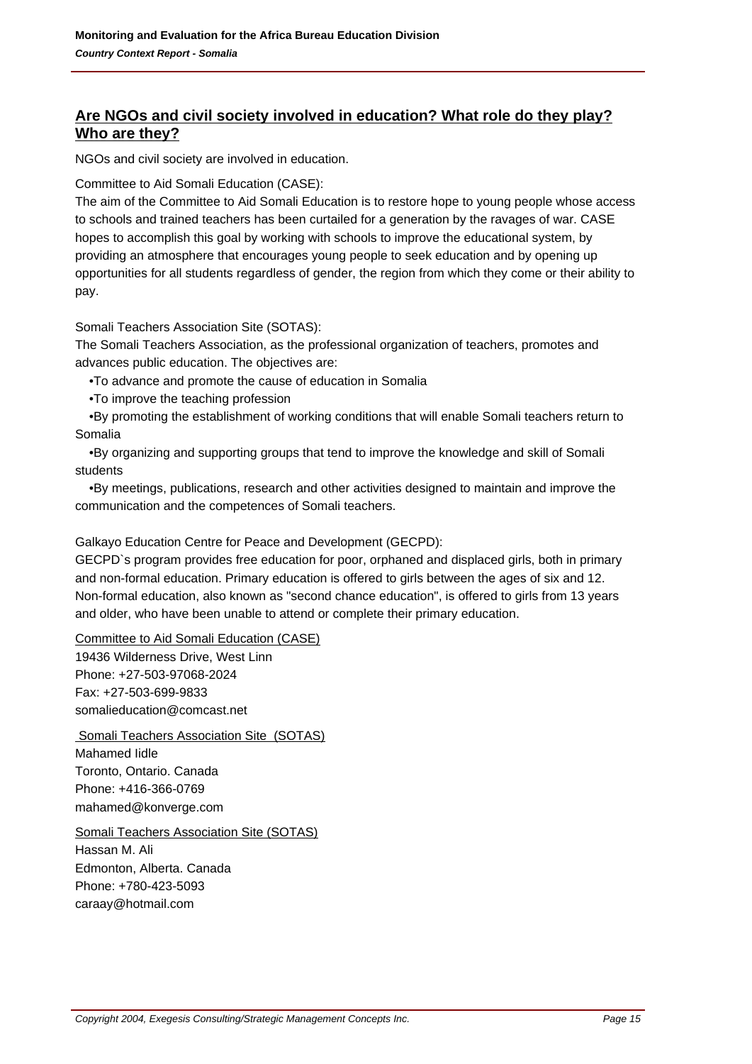## Are NGOs and civil society involved in education? What role do they play? Who are they?

NGOs and civil society are involved in education.

Committee to Aid Somali Education (CASE):
The aim of the Committee to Aid Somali Education is to restore hope to young people whose access to schools and trained teachers has been curtailed for a generation by the ravages of war. CASE hopes to accomplish this goal by working with schools to improve the educational system, by providing an atmosphere that encourages young people to seek education and by opening up opportunities for all students regardless of gender, the region from which they come or their ability to pay.

Somali Teachers Association Site (SOTAS):
The Somali Teachers Association, as the professional organization of teachers, promotes and advances public education. The objectives are:

- To advance and promote the cause of education in Somalia
- To improve the teaching profession
- By promoting the establishment of working conditions that will enable Somali teachers return to Somalia
- By organizing and supporting groups that tend to improve the knowledge and skill of Somali students
- By meetings, publications, research and other activities designed to maintain and improve the communication and the competences of Somali teachers.

Galkayo Education Centre for Peace and Development (GECPD):
GECPD`s program provides free education for poor, orphaned and displaced girls, both in primary and non-formal education. Primary education is offered to girls between the ages of six and 12. Non-formal education, also known as "second chance education", is offered to girls from 13 years and older, who have been unable to attend or complete their primary education.

Committee to Aid Somali Education (CASE)
19436 Wilderness Drive, West Linn
Phone: +27-503-97068-2024
Fax: +27-503-699-9833
somalieducation@comcast.net

Somali Teachers Association Site (SOTAS)
Mahamed Iidle
Toronto, Ontario. Canada
Phone: +416-366-0769
mahamed@konverge.com

Somali Teachers Association Site (SOTAS)
Hassan M. Ali
Edmonton, Alberta. Canada
Phone: +780-423-5093
caraay@hotmail.com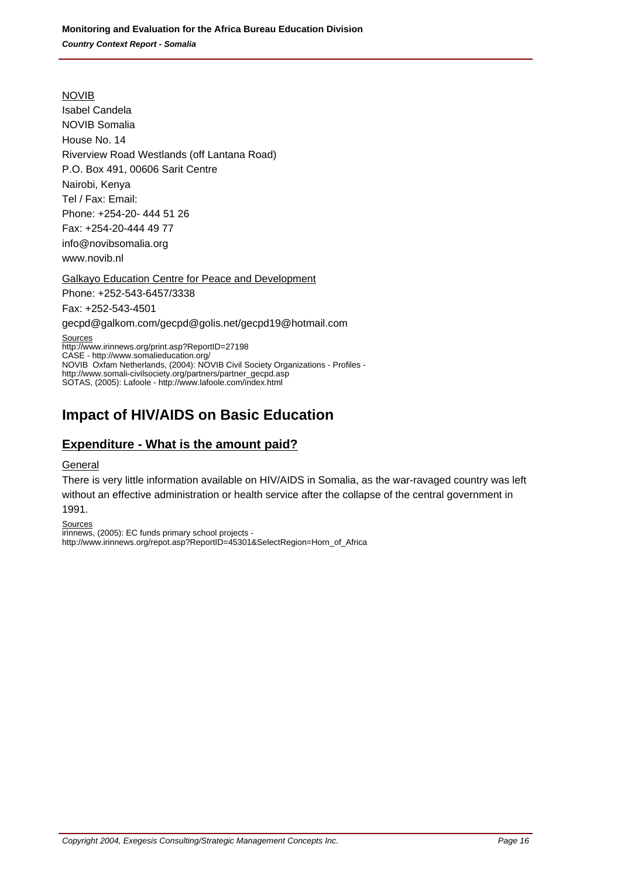NOVIB

Isabel Candela
NOVIB Somalia
House No. 14
Riverview Road Westlands (off Lantana Road)
P.O. Box 491, 00606 Sarit Centre
Nairobi, Kenya
Tel / Fax: Email:
Phone: +254-20- 444 51 26
Fax: +254-20-444 49 77
info@novibsomalia.org
www.novib.nl

Galkayo Education Centre for Peace and Development

Phone: +252-543-6457/3338
Fax: +252-543-4501
gecpd@galkom.com/gecpd@golis.net/gecpd19@hotmail.com

Sources
http://www.irinnews.org/print.asp?ReportID=27198
CASE - http://www.somalieducation.org/
NOVIB Oxfam Netherlands, (2004): NOVIB Civil Society Organizations - Profiles - http://www.somali-civilsociety.org/partners/partner_gecpd.asp
SOTAS, (2005): Lafoole - http://www.lafoole.com/index.html

# Impact of HIV/AIDS on Basic Education

## Expenditure - What is the amount paid?

General

There is very little information available on HIV/AIDS in Somalia, as the war-ravaged country was left without an effective administration or health service after the collapse of the central government in 1991.

Sources
irinnews, (2005): EC funds primary school projects - http://www.irinnews.org/repot.asp?ReportID=45301&SelectRegion=Horn_of_Africa